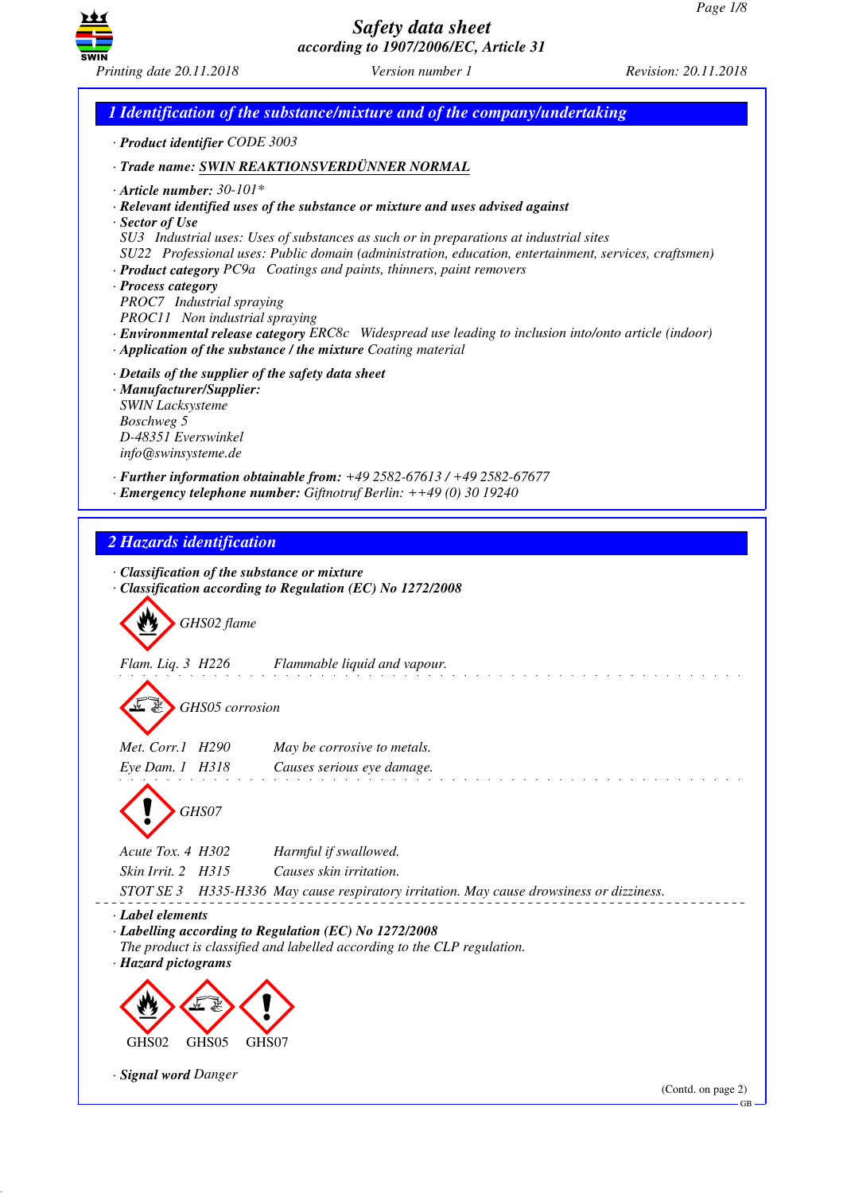# Safety data sheet
*according to 1907/2006/EC, Article 31*

*Printing date 20.11.2018* *Version number 1* *Revision: 20.11.2018*

## 1 Identification of the substance/mixture and of the company/undertaking

· **Product identifier** CODE 3003

· **Trade name:** **SWIN REAKTIONSVERDÜNNER NORMAL**

· **Article number:** 30-101*
· **Relevant identified uses of the substance or mixture and uses advised against**
· **Sector of Use**
SU3 Industrial uses: Uses of substances as such or in preparations at industrial sites
SU22 Professional uses: Public domain (administration, education, entertainment, services, craftsmen)
· **Product category** PC9a Coatings and paints, thinners, paint removers
· **Process category**
PROC7 Industrial spraying
PROC11 Non industrial spraying
· **Environmental release category** ERC8c Widespread use leading to inclusion into/onto article (indoor)
· **Application of the substance / the mixture** Coating material

· **Details of the supplier of the safety data sheet**
· **Manufacturer/Supplier:**
SWIN Lacksysteme
Boschweg 5
D-48351 Everswinkel
info@swinsysteme.de

· **Further information obtainable from:** +49 2582-67613 / +49 2582-67677
· **Emergency telephone number:** Giftnotruf Berlin: ++49 (0) 30 19240

## 2 Hazards identification

· **Classification of the substance or mixture**
· **Classification according to Regulation (EC) No 1272/2008**

GHS02 flame

Flam. Liq. 3 H226 Flammable liquid and vapour.

GHS05 corrosion

Met. Corr.1 H290 May be corrosive to metals.
Eye Dam. 1 H318 Causes serious eye damage.

GHS07

Acute Tox. 4 H302 Harmful if swallowed.
Skin Irrit. 2 H315 Causes skin irritation.
STOT SE 3 H335-H336 May cause respiratory irritation. May cause drowsiness or dizziness.

· **Label elements**
· **Labelling according to Regulation (EC) No 1272/2008**
The product is classified and labelled according to the CLP regulation.
· **Hazard pictograms**

GHS02 GHS05 GHS07

· **Signal word** Danger

(Contd. on page 2)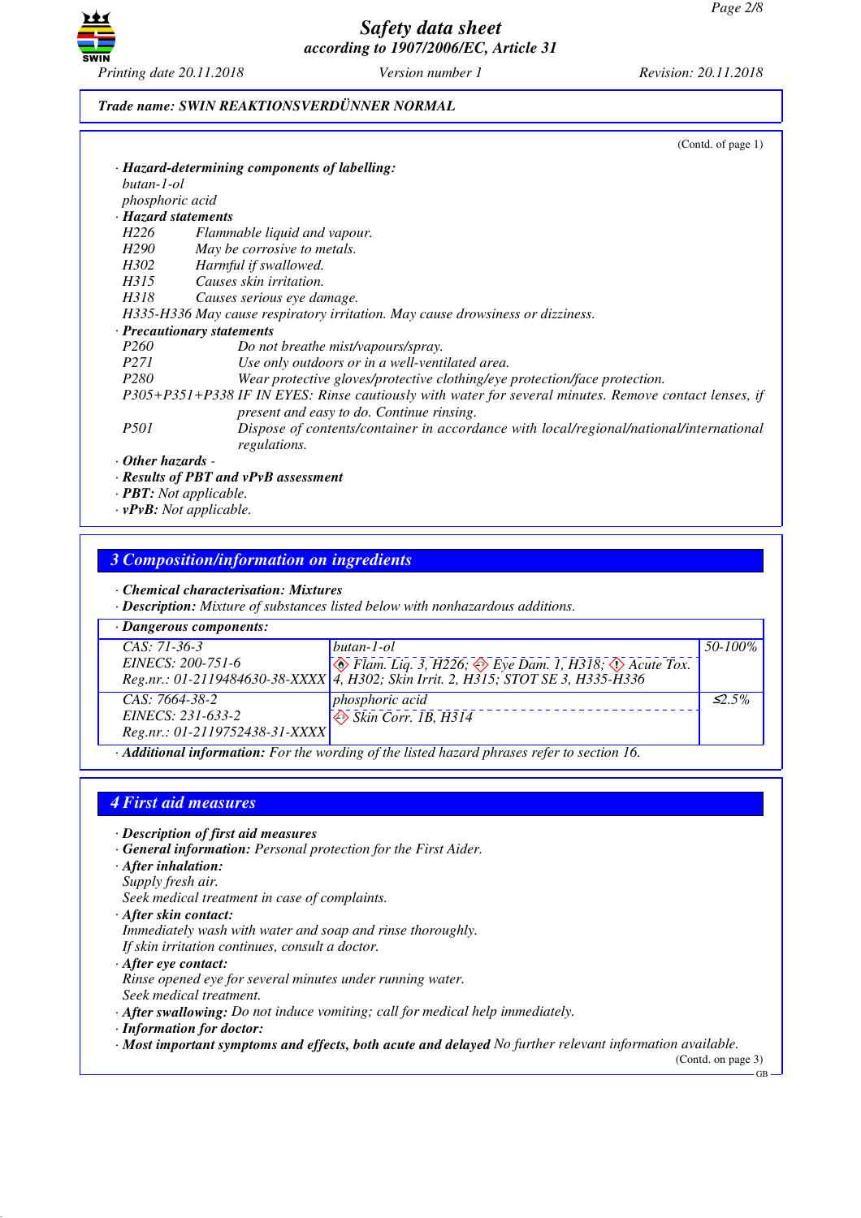Trade name: SWIN REAKTIONSVERDÜNNER NORMAL

(Contd. of page 1)

· **Hazard-determining components of labelling:**
butan-1-ol
phosphoric acid

· **Hazard statements**

H226 Flammable liquid and vapour.
H290 May be corrosive to metals.
H302 Harmful if swallowed.
H315 Causes skin irritation.
H318 Causes serious eye damage.
H335-H336 May cause respiratory irritation. May cause drowsiness or dizziness.

· **Precautionary statements**

P260 Do not breathe mist/vapours/spray.
P271 Use only outdoors or in a well-ventilated area.
P280 Wear protective gloves/protective clothing/eye protection/face protection.
P305+P351+P338 IF IN EYES: Rinse cautiously with water for several minutes. Remove contact lenses, if present and easy to do. Continue rinsing.
P501 Dispose of contents/container in accordance with local/regional/national/international regulations.

· **Other hazards** -
· **Results of PBT and vPvB assessment**
· **PBT:** Not applicable.
· **vPvB:** Not applicable.

## 3 Composition/information on ingredients

· **Chemical characterisation: Mixtures**
· **Description:** Mixture of substances listed below with nonhazardous additions.

· **Dangerous components:**

| | | |
|---|---|---|
| CAS: 71-36-3<br>EINECS: 200-751-6<br>Reg.nr.: 01-2119484630-38-XXXX | butan-1-ol<br>Flam. Liq. 3, H226; Eye Dam. 1, H318; Acute Tox. 4, H302; Skin Irrit. 2, H315; STOT SE 3, H335-H336 | 50-100% |
| CAS: 7664-38-2<br>EINECS: 231-633-2<br>Reg.nr.: 01-2119752438-31-XXXX | phosphoric acid<br>Skin Corr. 1B, H314 | ≤2.5% |

· **Additional information:** For the wording of the listed hazard phrases refer to section 16.

## 4 First aid measures

· **Description of first aid measures**
· **General information:** Personal protection for the First Aider.
· **After inhalation:**
Supply fresh air.
Seek medical treatment in case of complaints.
· **After skin contact:**
Immediately wash with water and soap and rinse thoroughly.
If skin irritation continues, consult a doctor.
· **After eye contact:**
Rinse opened eye for several minutes under running water.
Seek medical treatment.
· **After swallowing:** Do not induce vomiting; call for medical help immediately.
· **Information for doctor:**
· **Most important symptoms and effects, both acute and delayed** No further relevant information available.

(Contd. on page 3)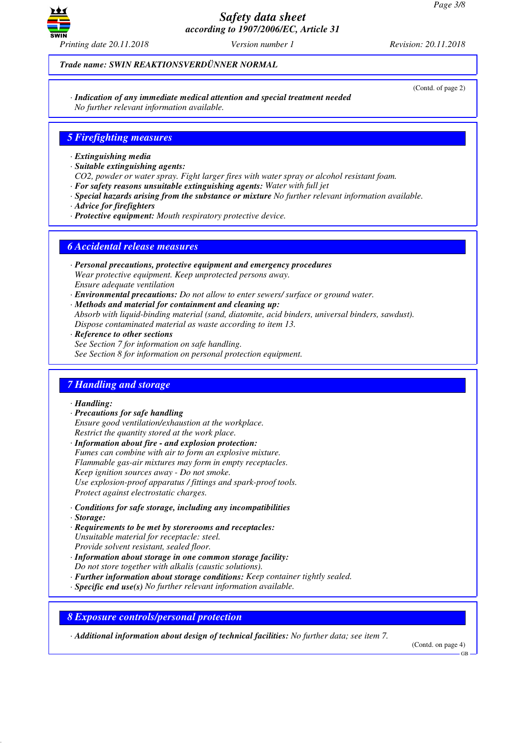Trade name: SWIN REAKTIONSVERDÜNNER NORMAL

(Contd. of page 2)

· **Indication of any immediate medical attention and special treatment needed**
No further relevant information available.

## 5 Firefighting measures

· **Extinguishing media**
· **Suitable extinguishing agents:**
$CO_2$, powder or water spray. Fight larger fires with water spray or alcohol resistant foam.
· **For safety reasons unsuitable extinguishing agents:** Water with full jet
· **Special hazards arising from the substance or mixture** No further relevant information available.
· **Advice for firefighters**
· **Protective equipment:** Mouth respiratory protective device.

## 6 Accidental release measures

· **Personal precautions, protective equipment and emergency procedures**
Wear protective equipment. Keep unprotected persons away.
Ensure adequate ventilation
· **Environmental precautions:** Do not allow to enter sewers/ surface or ground water.
· **Methods and material for containment and cleaning up:**
Absorb with liquid-binding material (sand, diatomite, acid binders, universal binders, sawdust).
Dispose contaminated material as waste according to item 13.
· **Reference to other sections**
See Section 7 for information on safe handling.
See Section 8 for information on personal protection equipment.

## 7 Handling and storage

· **Handling:**
· **Precautions for safe handling**
Ensure good ventilation/exhaustion at the workplace.
Restrict the quantity stored at the work place.
· **Information about fire - and explosion protection:**
Fumes can combine with air to form an explosive mixture.
Flammable gas-air mixtures may form in empty receptacles.
Keep ignition sources away - Do not smoke.
Use explosion-proof apparatus / fittings and spark-proof tools.
Protect against electrostatic charges.

· **Conditions for safe storage, including any incompatibilities**
· **Storage:**
· **Requirements to be met by storerooms and receptacles:**
Unsuitable material for receptacle: steel.
Provide solvent resistant, sealed floor.
· **Information about storage in one common storage facility:**
Do not store together with alkalis (caustic solutions).
· **Further information about storage conditions:** Keep container tightly sealed.
· **Specific end use(s)** No further relevant information available.

## 8 Exposure controls/personal protection

· **Additional information about design of technical facilities:** No further data; see item 7.

(Contd. on page 4)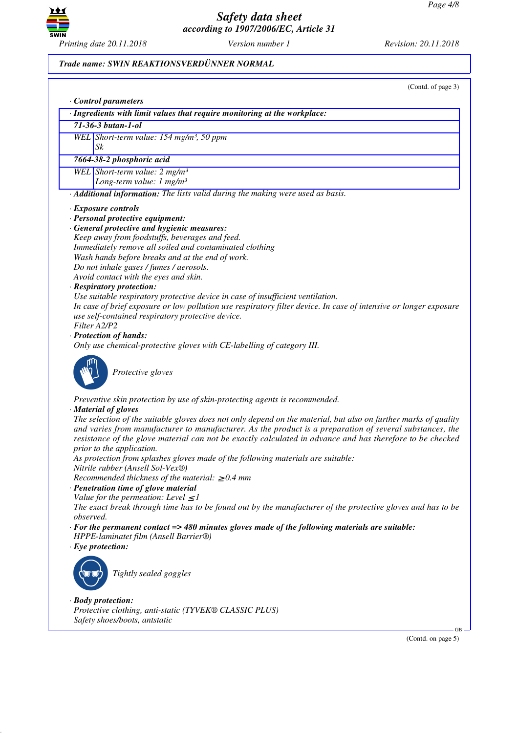*Trade name: SWIN REAKTIONSVERDÜNNER NORMAL*

(Contd. of page 3)

· **Control parameters**

| · Ingredients with limit values that require monitoring at the workplace: | |
|---|---|
| **71-36-3 butan-1-ol** | |
| WEL | Short-term value: 154 mg/m³, 50 ppm<br>Sk |
| **7664-38-2 phosphoric acid** | |
| WEL | Short-term value: 2 mg/m³<br>Long-term value: 1 mg/m³ |

· **Additional information:** The lists valid during the making were used as basis.

· **Exposure controls**

· **Personal protective equipment:**

· **General protective and hygienic measures:**
Keep away from foodstuffs, beverages and feed.
Immediately remove all soiled and contaminated clothing
Wash hands before breaks and at the end of work.
Do not inhale gases / fumes / aerosols.
Avoid contact with the eyes and skin.

· **Respiratory protection:**
Use suitable respiratory protective device in case of insufficient ventilation.
In case of brief exposure or low pollution use respiratory filter device. In case of intensive or longer exposure use self-contained respiratory protective device.
Filter A2/P2

· **Protection of hands:**
Only use chemical-protective gloves with CE-labelling of category III.

Protective gloves

Preventive skin protection by use of skin-protecting agents is recommended.

· **Material of gloves**
The selection of the suitable gloves does not only depend on the material, but also on further marks of quality and varies from manufacturer to manufacturer. As the product is a preparation of several substances, the resistance of the glove material can not be exactly calculated in advance and has therefore to be checked prior to the application.
As protection from splashes gloves made of the following materials are suitable:
Nitrile rubber (Ansell Sol-Vex®)
Recommended thickness of the material: $\geq$0.4 mm

· **Penetration time of glove material**
Value for the permeation: Level $\leq$1
The exact break through time has to be found out by the manufacturer of the protective gloves and has to be observed.

· **For the permanent contact => 480 minutes gloves made of the following materials are suitable:**
HPPE-laminatet film (Ansell Barrier®)

· **Eye protection:**

Tightly sealed goggles

· **Body protection:**
Protective clothing, anti-static (TYVEK® CLASSIC PLUS)
Safety shoes/boots, antstatic

(Contd. on page 5)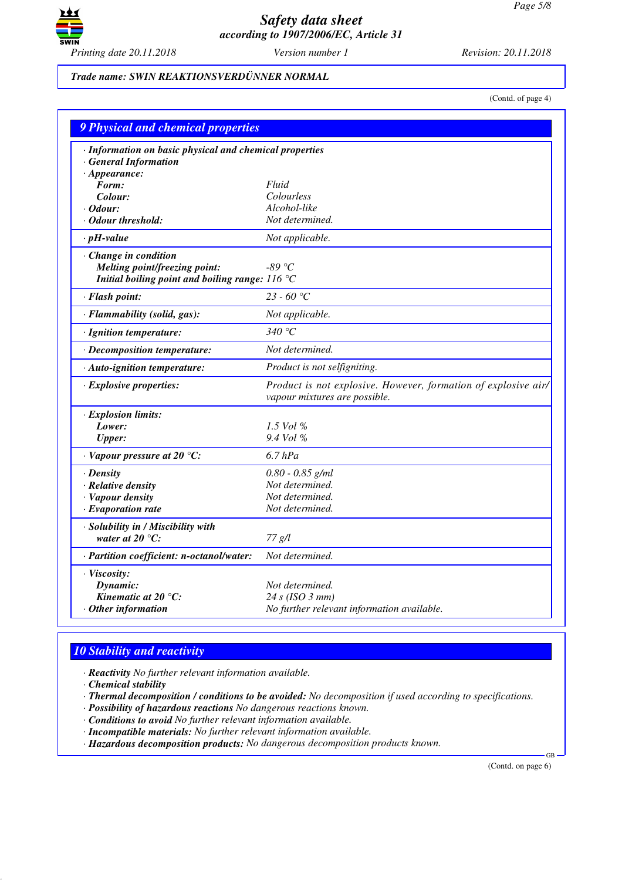**Trade name: SWIN REAKTIONSVERDÜNNER NORMAL**

(Contd. of page 4)

## 9 Physical and chemical properties

| | |
|---|---|
| · ***Information on basic physical and chemical properties*** | |
| · ***General Information*** | |
| · ***Appearance:*** | |
| ***Form:*** | *Fluid* |
| ***Colour:*** | *Colourless* |
| · ***Odour:*** | *Alcohol-like* |
| · ***Odour threshold:*** | *Not determined.* |
| · ***pH-value*** | *Not applicable.* |
| · ***Change in condition*** | |
| ***Melting point/freezing point:*** | *-89 °C* |
| ***Initial boiling point and boiling range:*** | *116 °C* |
| · ***Flash point:*** | *23 - 60 °C* |
| · ***Flammability (solid, gas):*** | *Not applicable.* |
| · ***Ignition temperature:*** | *340 °C* |
| · ***Decomposition temperature:*** | *Not determined.* |
| · ***Auto-ignition temperature:*** | *Product is not selfigniting.* |
| · ***Explosive properties:*** | *Product is not explosive. However, formation of explosive air/vapour mixtures are possible.* |
| · ***Explosion limits:*** | |
| ***Lower:*** | *1.5 Vol %* |
| ***Upper:*** | *9.4 Vol %* |
| · ***Vapour pressure at 20 °C:*** | *6.7 hPa* |
| · ***Density*** | *0.80 - 0.85 g/ml* |
| · ***Relative density*** | *Not determined.* |
| · ***Vapour density*** | *Not determined.* |
| · ***Evaporation rate*** | *Not determined.* |
| · ***Solubility in / Miscibility with*** | |
| ***water at 20 °C:*** | *77 g/l* |
| · ***Partition coefficient: n-octanol/water:*** | *Not determined.* |
| · ***Viscosity:*** | |
| ***Dynamic:*** | *Not determined.* |
| ***Kinematic at 20 °C:*** | *24 s (ISO 3 mm)* |
| · ***Other information*** | *No further relevant information available.* |

## 10 Stability and reactivity

· ***Reactivity*** *No further relevant information available.*
· ***Chemical stability***
· ***Thermal decomposition / conditions to be avoided:*** *No decomposition if used according to specifications.*
· ***Possibility of hazardous reactions*** *No dangerous reactions known.*
· ***Conditions to avoid*** *No further relevant information available.*
· ***Incompatible materials:*** *No further relevant information available.*
· ***Hazardous decomposition products:*** *No dangerous decomposition products known.*

(Contd. on page 6)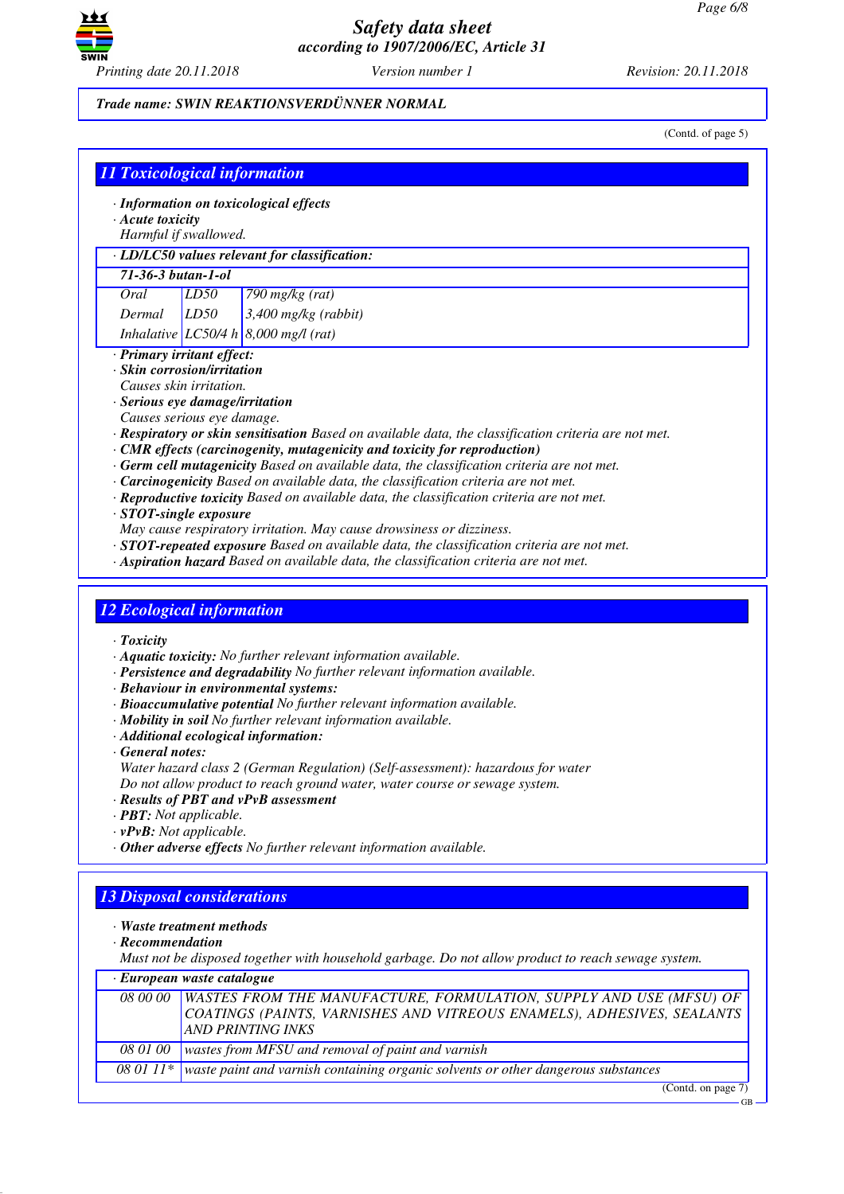Trade name: SWIN REAKTIONSVERDÜNNER NORMAL

(Contd. of page 5)

## 11 Toxicological information

· **Information on toxicological effects**
· **Acute toxicity**
Harmful if swallowed.

| · LD/LC50 values relevant for classification: | | |
|---|---|---|
| **71-36-3 butan-1-ol** | | |
| Oral | LD50 | 790 mg/kg (rat) |
| Dermal | LD50 | 3,400 mg/kg (rabbit) |
| Inhalative | LC50/4 h | 8,000 mg/l (rat) |

· **Primary irritant effect:**
· **Skin corrosion/irritation**
Causes skin irritation.
· **Serious eye damage/irritation**
Causes serious eye damage.
· **Respiratory or skin sensitisation** Based on available data, the classification criteria are not met.
· **CMR effects (carcinogenity, mutagenicity and toxicity for reproduction)**
· **Germ cell mutagenicity** Based on available data, the classification criteria are not met.
· **Carcinogenicity** Based on available data, the classification criteria are not met.
· **Reproductive toxicity** Based on available data, the classification criteria are not met.
· **STOT-single exposure**
May cause respiratory irritation. May cause drowsiness or dizziness.
· **STOT-repeated exposure** Based on available data, the classification criteria are not met.
· **Aspiration hazard** Based on available data, the classification criteria are not met.

## 12 Ecological information

· **Toxicity**
· **Aquatic toxicity:** No further relevant information available.
· **Persistence and degradability** No further relevant information available.
· **Behaviour in environmental systems:**
· **Bioaccumulative potential** No further relevant information available.
· **Mobility in soil** No further relevant information available.
· **Additional ecological information:**
· **General notes:**
Water hazard class 2 (German Regulation) (Self-assessment): hazardous for water
Do not allow product to reach ground water, water course or sewage system.
· **Results of PBT and vPvB assessment**
· **PBT:** Not applicable.
· **vPvB:** Not applicable.
· **Other adverse effects** No further relevant information available.

## 13 Disposal considerations

· **Waste treatment methods**
· **Recommendation**
Must not be disposed together with household garbage. Do not allow product to reach sewage system.

| · European waste catalogue | |
|---|---|
| 08 00 00 | WASTES FROM THE MANUFACTURE, FORMULATION, SUPPLY AND USE (MFSU) OF COATINGS (PAINTS, VARNISHES AND VITREOUS ENAMELS), ADHESIVES, SEALANTS AND PRINTING INKS |
| 08 01 00 | wastes from MFSU and removal of paint and varnish |
| 08 01 11* | waste paint and varnish containing organic solvents or other dangerous substances |

(Contd. on page 7)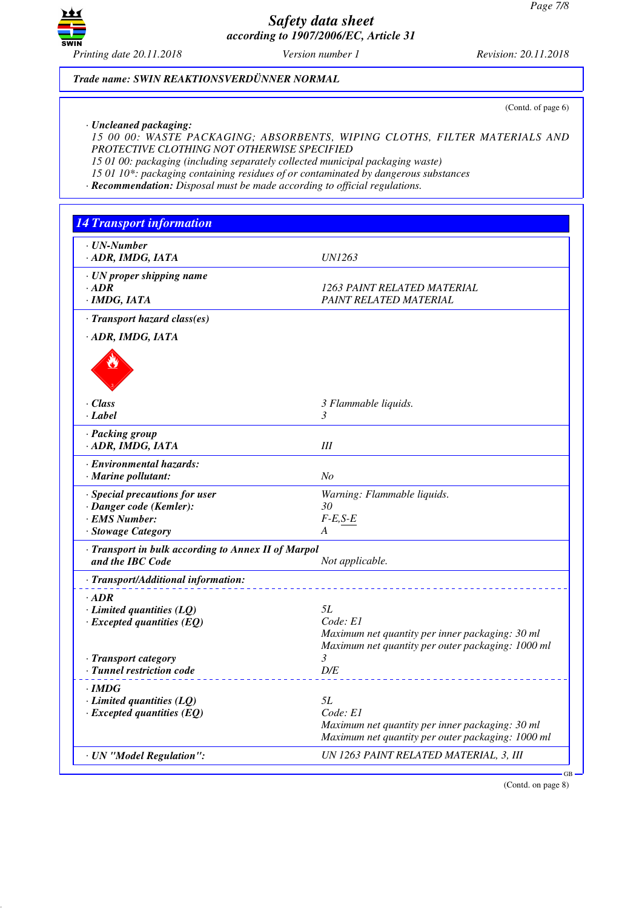Trade name: SWIN REAKTIONSVERDÜNNER NORMAL

(Contd. of page 6)

· *Uncleaned packaging:*
15 00 00: WASTE PACKAGING; ABSORBENTS, WIPING CLOTHS, FILTER MATERIALS AND PROTECTIVE CLOTHING NOT OTHERWISE SPECIFIED
15 01 00: packaging (including separately collected municipal packaging waste)
15 01 10*: packaging containing residues of or contaminated by dangerous substances
· **Recommendation:** Disposal must be made according to official regulations.

## 14 Transport information

| | |
|---|---|
| · **UN-Number** | |
| · **ADR, IMDG, IATA** | UN1263 |
| · **UN proper shipping name** | |
| · **ADR** | 1263 PAINT RELATED MATERIAL |
| · **IMDG, IATA** | PAINT RELATED MATERIAL |
| · **Transport hazard class(es)** | |
| · **ADR, IMDG, IATA** | |
| · **Class** | 3 Flammable liquids. |
| · **Label** | 3 |
| · **Packing group** | |
| · **ADR, IMDG, IATA** | III |
| · **Environmental hazards:** | |
| · **Marine pollutant:** | No |
| · **Special precautions for user** | Warning: Flammable liquids. |
| · **Danger code (Kemler):** | 30 |
| · **EMS Number:** | F-E,S-E |
| · **Stowage Category** | A |
| · **Transport in bulk according to Annex II of Marpol and the IBC Code** | Not applicable. |
| · **Transport/Additional information:** | |
| · **ADR** | |
| · **Limited quantities (LQ)** | 5L |
| · **Excepted quantities (EQ)** | Code: E1<br>Maximum net quantity per inner packaging: 30 ml<br>Maximum net quantity per outer packaging: 1000 ml |
| · **Transport category** | 3 |
| · **Tunnel restriction code** | D/E |
| · **IMDG** | |
| · **Limited quantities (LQ)** | 5L |
| · **Excepted quantities (EQ)** | Code: E1<br>Maximum net quantity per inner packaging: 30 ml<br>Maximum net quantity per outer packaging: 1000 ml |
| · **UN "Model Regulation":** | UN 1263 PAINT RELATED MATERIAL, 3, III |

(Contd. on page 8)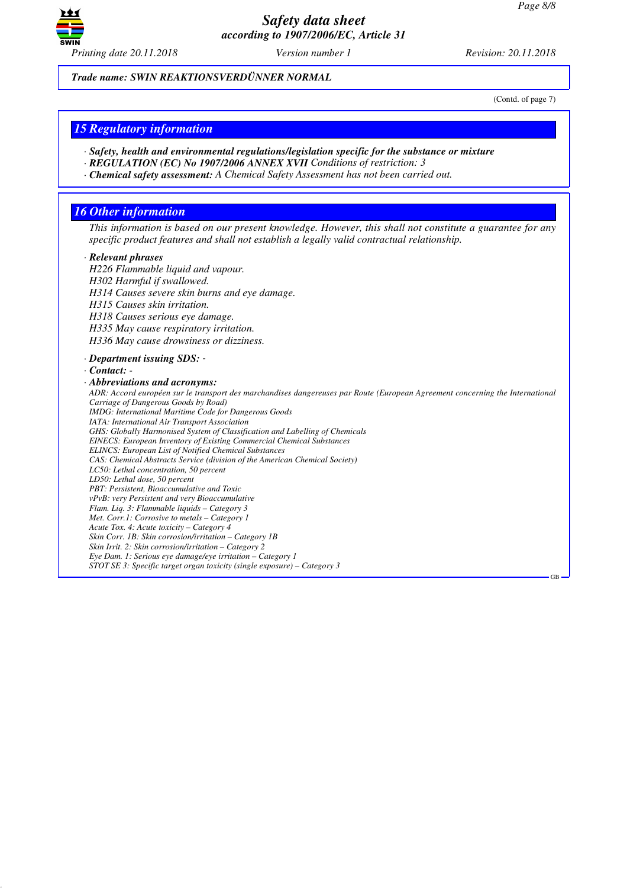Trade name: SWIN REAKTIONSVERDÜNNER NORMAL

(Contd. of page 7)

## 15 Regulatory information

· **Safety, health and environmental regulations/legislation specific for the substance or mixture**
· **REGULATION (EC) No 1907/2006 ANNEX XVII** Conditions of restriction: 3
· **Chemical safety assessment:** A Chemical Safety Assessment has not been carried out.

## 16 Other information

This information is based on our present knowledge. However, this shall not constitute a guarantee for any specific product features and shall not establish a legally valid contractual relationship.

· **Relevant phrases**
H226 Flammable liquid and vapour.
H302 Harmful if swallowed.
H314 Causes severe skin burns and eye damage.
H315 Causes skin irritation.
H318 Causes serious eye damage.
H335 May cause respiratory irritation.
H336 May cause drowsiness or dizziness.

· **Department issuing SDS:** -
· **Contact:** -
· **Abbreviations and acronyms:**
ADR: Accord européen sur le transport des marchandises dangereuses par Route (European Agreement concerning the International Carriage of Dangerous Goods by Road)
IMDG: International Maritime Code for Dangerous Goods
IATA: International Air Transport Association
GHS: Globally Harmonised System of Classification and Labelling of Chemicals
EINECS: European Inventory of Existing Commercial Chemical Substances
ELINCS: European List of Notified Chemical Substances
CAS: Chemical Abstracts Service (division of the American Chemical Society)
LC50: Lethal concentration, 50 percent
LD50: Lethal dose, 50 percent
PBT: Persistent, Bioaccumulative and Toxic
vPvB: very Persistent and very Bioaccumulative
Flam. Liq. 3: Flammable liquids – Category 3
Met. Corr.1: Corrosive to metals – Category 1
Acute Tox. 4: Acute toxicity – Category 4
Skin Corr. 1B: Skin corrosion/irritation – Category 1B
Skin Irrit. 2: Skin corrosion/irritation – Category 2
Eye Dam. 1: Serious eye damage/eye irritation – Category 1
STOT SE 3: Specific target organ toxicity (single exposure) – Category 3